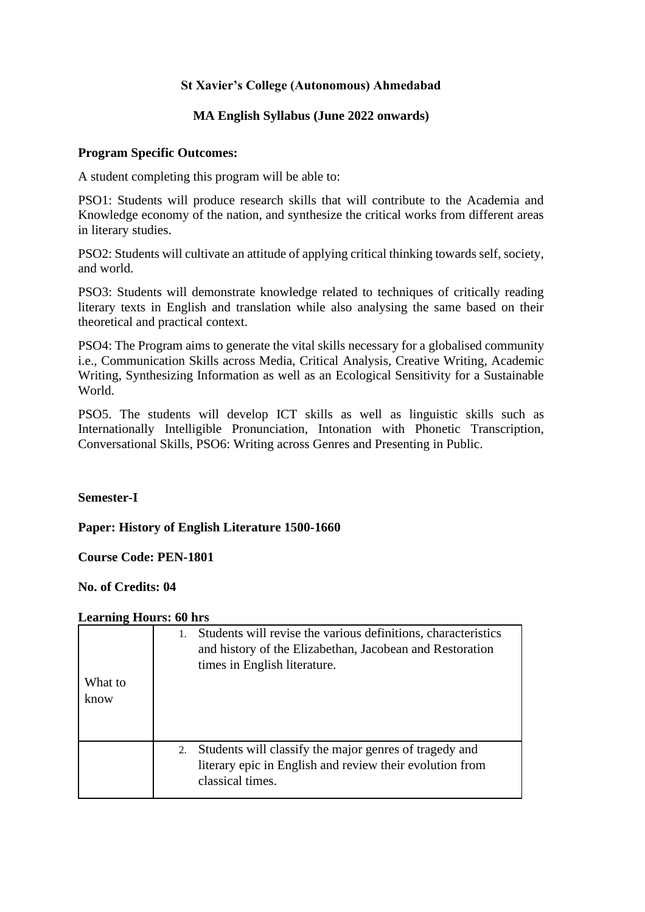**St Xavier's College (Autonomous) Ahmedabad**

**MA English Syllabus (June 2022 onwards)**

**Program Specific Outcomes:**

A student completing this program will be able to:

PSO1: Students will produce research skills that will contribute to the Academia and Knowledge economy of the nation, and synthesize the critical works from different areas in literary studies.

PSO2: Students will cultivate an attitude of applying critical thinking towards self, society, and world.

PSO3: Students will demonstrate knowledge related to techniques of critically reading literary texts in English and translation while also analysing the same based on their theoretical and practical context.

PSO4: The Program aims to generate the vital skills necessary for a globalised community i.e., Communication Skills across Media, Critical Analysis, Creative Writing, Academic Writing, Synthesizing Information as well as an Ecological Sensitivity for a Sustainable World.

PSO5. The students will develop ICT skills as well as linguistic skills such as Internationally Intelligible Pronunciation, Intonation with Phonetic Transcription, Conversational Skills, PSO6: Writing across Genres and Presenting in Public.

**Semester-I**

**Paper: History of English Literature 1500-1660**

**Course Code: PEN-1801**

**No. of Credits: 04**

**Learning Hours: 60 hrs**

| | |
|---|---|
| What to know | 1. Students will revise the various definitions, characteristics and history of the Elizabethan, Jacobean and Restoration times in English literature. |
| | 2. Students will classify the major genres of tragedy and literary epic in English and review their evolution from classical times. |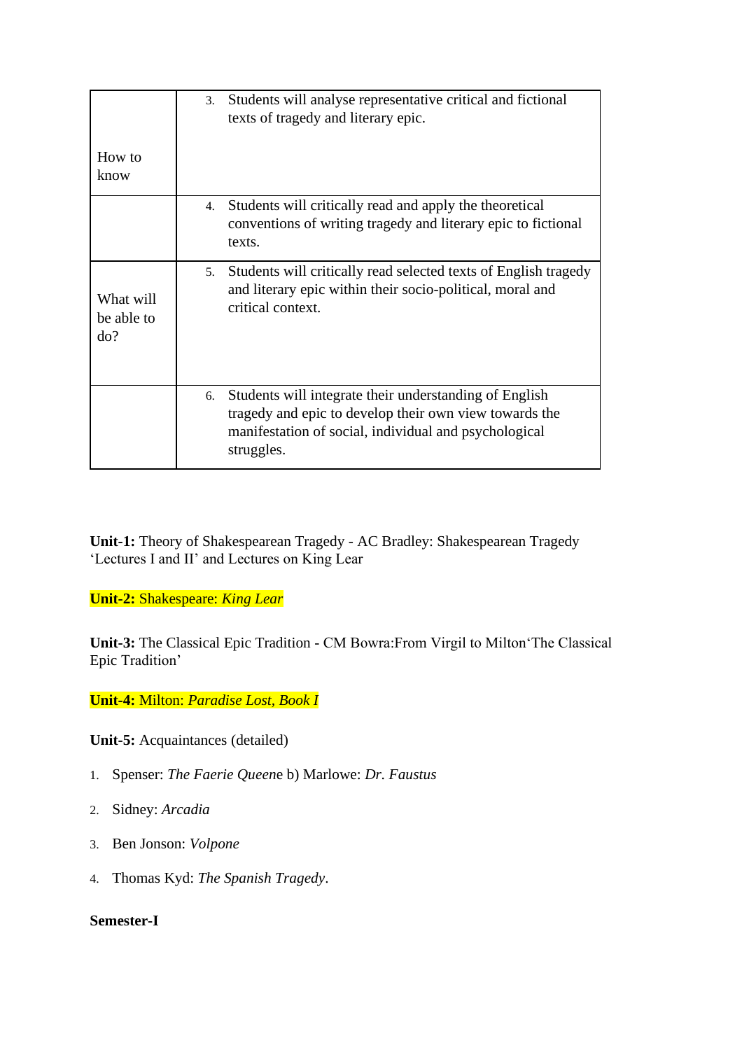| | |
|---|---|
| How to know | 3. Students will analyse representative critical and fictional texts of tragedy and literary epic. |
| | 4. Students will critically read and apply the theoretical conventions of writing tragedy and literary epic to fictional texts. |
| What will be able to do? | 5. Students will critically read selected texts of English tragedy and literary epic within their socio-political, moral and critical context. |
| | 6. Students will integrate their understanding of English tragedy and epic to develop their own view towards the manifestation of social, individual and psychological struggles. |

**Unit-1:** Theory of Shakespearean Tragedy - AC Bradley: Shakespearean Tragedy 'Lectures I and II' and Lectures on King Lear

**Unit-2:** Shakespeare: *King Lear*

**Unit-3:** The Classical Epic Tradition - CM Bowra:From Virgil to Milton'The Classical Epic Tradition'

**Unit-4:** Milton: *Paradise Lost, Book I*

**Unit-5:** Acquaintances (detailed)

1. Spenser: *The Faerie Queen*e b) Marlowe: *Dr. Faustus*
2. Sidney: *Arcadia*
3. Ben Jonson: *Volpone*
4. Thomas Kyd: *The Spanish Tragedy*.

**Semester-I**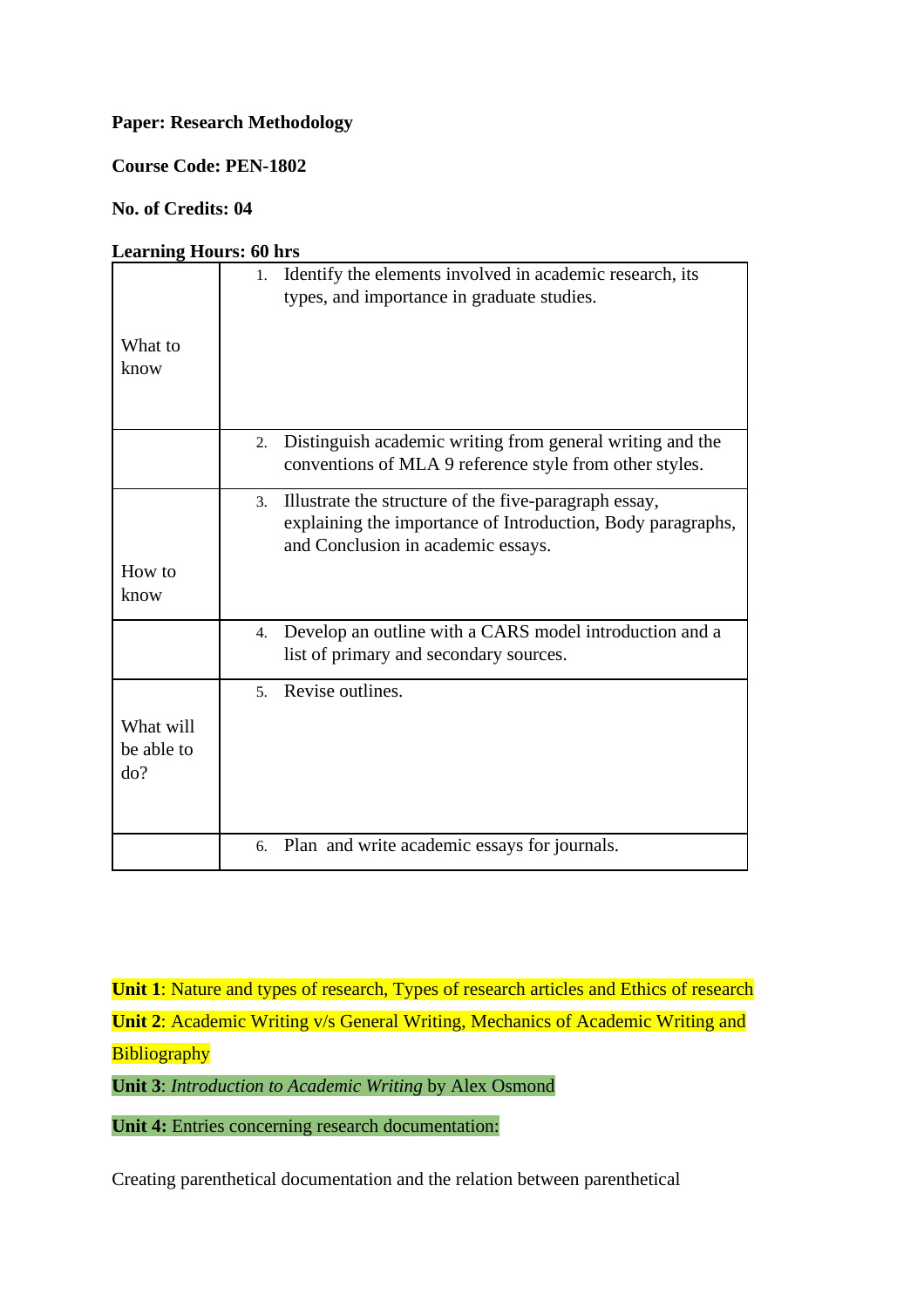**Paper: Research Methodology**

**Course Code: PEN-1802**

**No. of Credits: 04**

**Learning Hours: 60 hrs**

| | |
|---|---|
| What to know | 1. Identify the elements involved in academic research, its types, and importance in graduate studies. |
| | 2. Distinguish academic writing from general writing and the conventions of MLA 9 reference style from other styles. |
| How to know | 3. Illustrate the structure of the five-paragraph essay, explaining the importance of Introduction, Body paragraphs, and Conclusion in academic essays. |
| | 4. Develop an outline with a CARS model introduction and a list of primary and secondary sources. |
| What will be able to do? | 5. Revise outlines. |
| | 6. Plan and write academic essays for journals. |

**Unit 1**: Nature and types of research, Types of research articles and Ethics of research

**Unit 2**: Academic Writing v/s General Writing, Mechanics of Academic Writing and Bibliography

**Unit 3**: *Introduction to Academic Writing* by Alex Osmond

**Unit 4:** Entries concerning research documentation:

Creating parenthetical documentation and the relation between parenthetical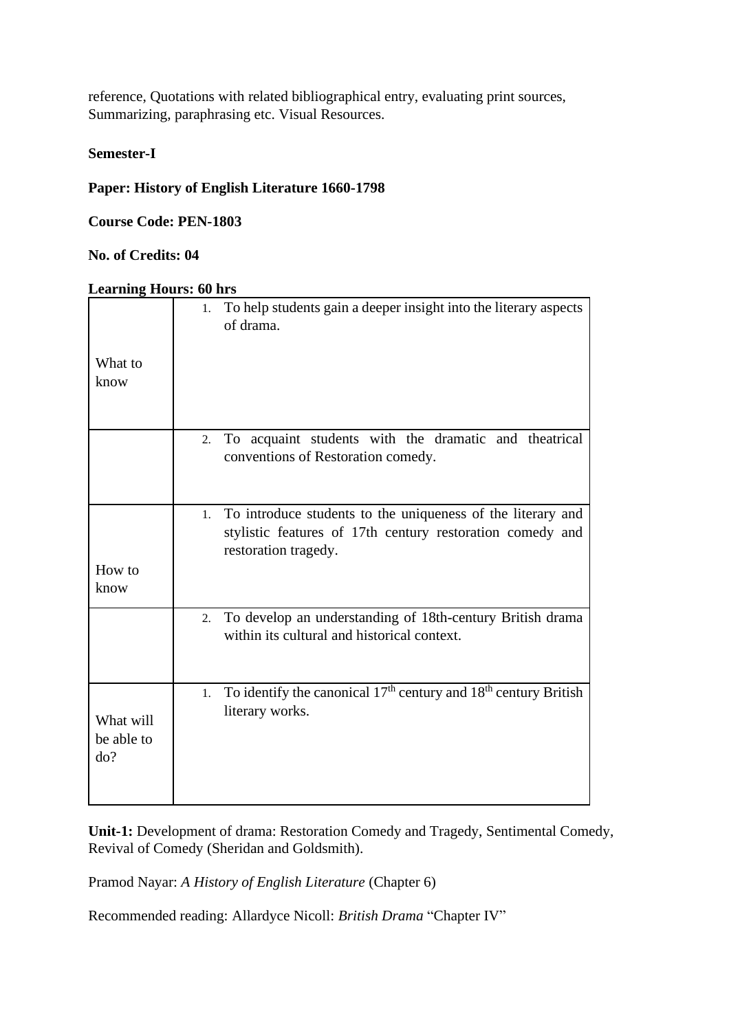reference, Quotations with related bibliographical entry, evaluating print sources, Summarizing, paraphrasing etc. Visual Resources.

**Semester-I**

**Paper: History of English Literature 1660-1798**

**Course Code: PEN-1803**

**No. of Credits: 04**

**Learning Hours: 60 hrs**

| | |
|---|---|
| What to know | 1. To help students gain a deeper insight into the literary aspects of drama. |
| | 2. To acquaint students with the dramatic and theatrical conventions of Restoration comedy. |
| How to know | 1. To introduce students to the uniqueness of the literary and stylistic features of 17th century restoration comedy and restoration tragedy. |
| | 2. To develop an understanding of 18th-century British drama within its cultural and historical context. |
| What will be able to do? | 1. To identify the canonical 17th century and 18th century British literary works. |

**Unit-1:** Development of drama: Restoration Comedy and Tragedy, Sentimental Comedy, Revival of Comedy (Sheridan and Goldsmith).

Pramod Nayar: *A History of English Literature* (Chapter 6)

Recommended reading: Allardyce Nicoll: *British Drama* "Chapter IV"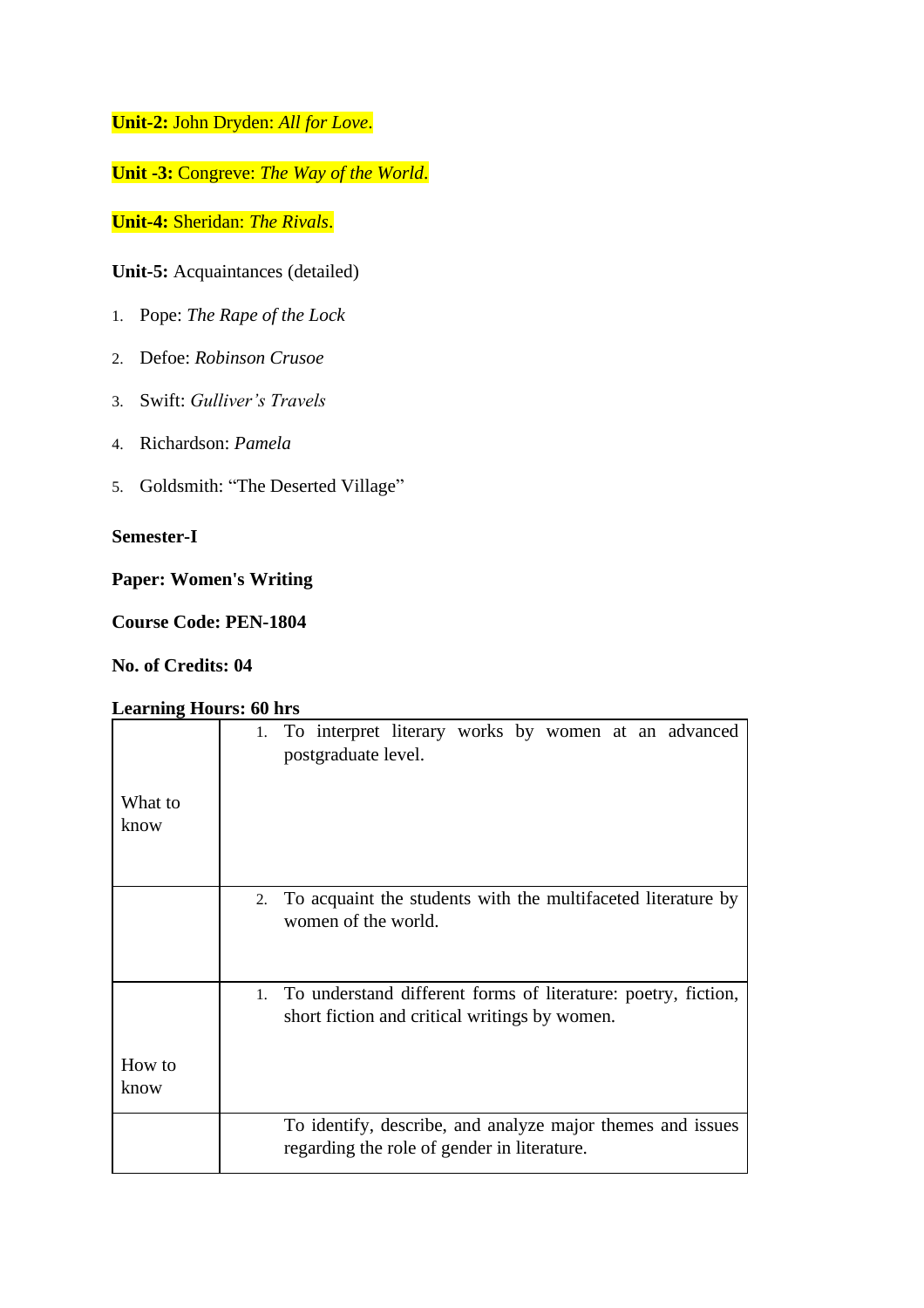**Unit-2:** John Dryden: *All for Love*.

**Unit -3:** Congreve: *The Way of the World*.

**Unit-4:** Sheridan: *The Rivals*.

**Unit-5:** Acquaintances (detailed)

1. Pope: *The Rape of the Lock*
2. Defoe: *Robinson Crusoe*
3. Swift: *Gulliver's Travels*
4. Richardson: *Pamela*
5. Goldsmith: "The Deserted Village"

**Semester-I**

**Paper: Women's Writing**

**Course Code: PEN-1804**

**No. of Credits: 04**

**Learning Hours: 60 hrs**

| | |
|---|---|
| What to know | 1. To interpret literary works by women at an advanced postgraduate level. |
| | 2. To acquaint the students with the multifaceted literature by women of the world. |
| How to know | 1. To understand different forms of literature: poetry, fiction, short fiction and critical writings by women. |
| | To identify, describe, and analyze major themes and issues regarding the role of gender in literature. |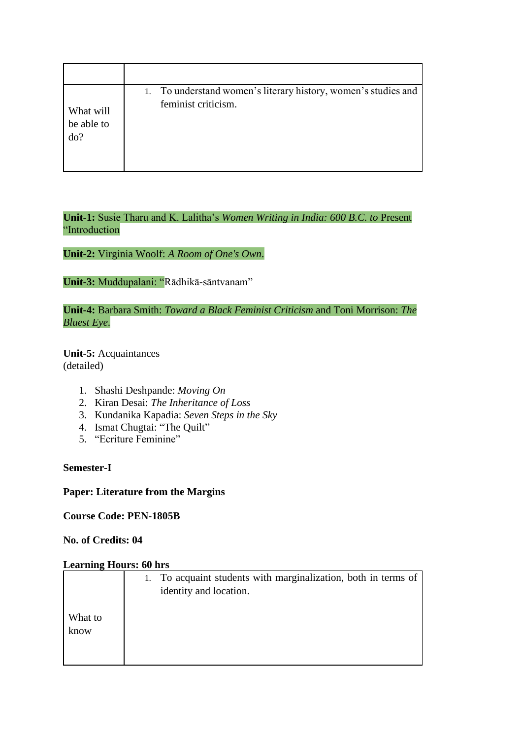| | |
|---|---|
| What will be able to do? | 1. To understand women's literary history, women's studies and feminist criticism. |

**Unit-1:** Susie Tharu and K. Lalitha's *Women Writing in India: 600 B.C. to* Present "Introduction

**Unit-2:** Virginia Woolf: *A Room of One's Own*.

**Unit-3:** Muddupalani: "Rādhikā-sāntvanam"

**Unit-4:** Barbara Smith: *Toward a Black Feminist Criticism* and Toni Morrison: *The Bluest Eye*.

**Unit-5:** Acquaintances
(detailed)

1. Shashi Deshpande: *Moving On*
2. Kiran Desai: *The Inheritance of Loss*
3. Kundanika Kapadia: *Seven Steps in the Sky*
4. Ismat Chugtai: "The Quilt"
5. "Ecriture Feminine"

**Semester-I**

**Paper: Literature from the Margins**

**Course Code: PEN-1805B**

**No. of Credits: 04**

**Learning Hours: 60 hrs**

| | |
|---|---|
| What to know | 1. To acquaint students with marginalization, both in terms of identity and location. |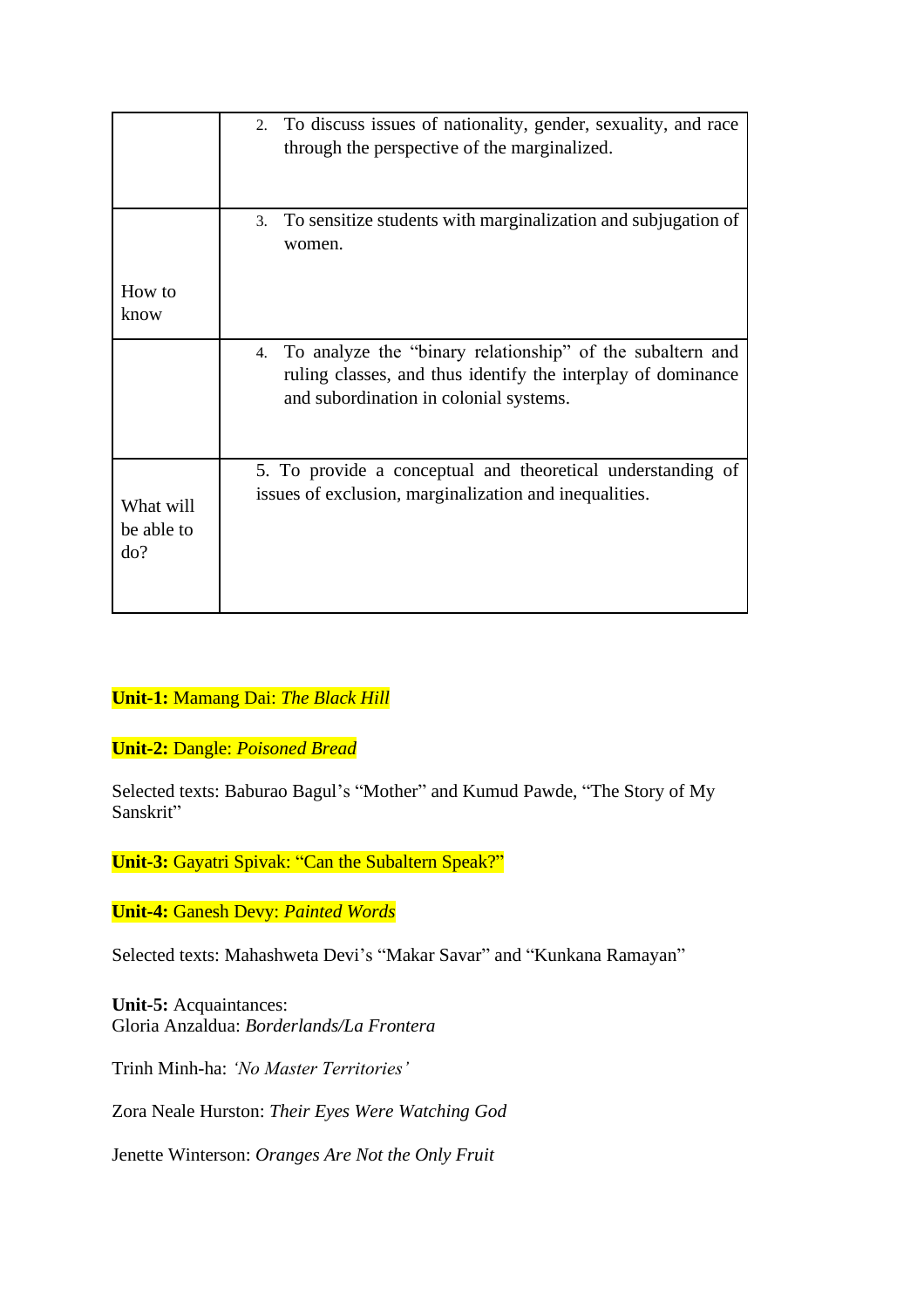| | |
|---|---|
| | 2. To discuss issues of nationality, gender, sexuality, and race through the perspective of the marginalized. |
| How to know | 3. To sensitize students with marginalization and subjugation of women. |
| | 4. To analyze the "binary relationship" of the subaltern and ruling classes, and thus identify the interplay of dominance and subordination in colonial systems. |
| What will be able to do? | 5. To provide a conceptual and theoretical understanding of issues of exclusion, marginalization and inequalities. |

**Unit-1:** Mamang Dai: *The Black Hill*

**Unit-2:** Dangle: *Poisoned Bread*

Selected texts: Baburao Bagul's "Mother" and Kumud Pawde, "The Story of My Sanskrit"

**Unit-3:** Gayatri Spivak: "Can the Subaltern Speak?"

**Unit-4:** Ganesh Devy: *Painted Words*

Selected texts: Mahashweta Devi's "Makar Savar" and "Kunkana Ramayan"

**Unit-5:** Acquaintances:
Gloria Anzaldua: *Borderlands/La Frontera*

Trinh Minh-ha: *'No Master Territories'*

Zora Neale Hurston: *Their Eyes Were Watching God*

Jenette Winterson: *Oranges Are Not the Only Fruit*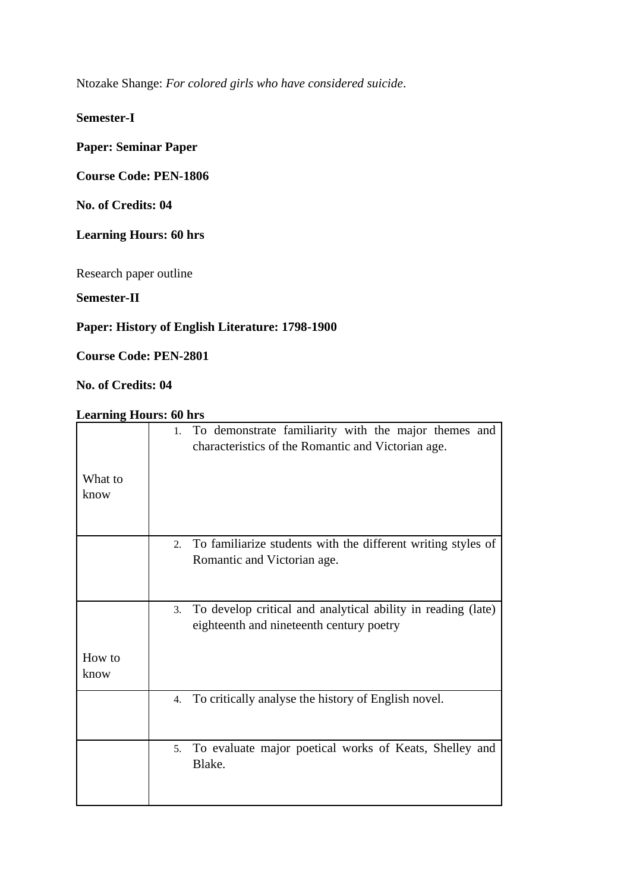Ntozake Shange: *For colored girls who have considered suicide*.

**Semester-I**

**Paper: Seminar Paper**

**Course Code: PEN-1806**

**No. of Credits: 04**

**Learning Hours: 60 hrs**

Research paper outline

**Semester-II**

**Paper: History of English Literature: 1798-1900**

**Course Code: PEN-2801**

**No. of Credits: 04**

**Learning Hours: 60 hrs**

| | |
|---|---|
| What to know | 1. To demonstrate familiarity with the major themes and characteristics of the Romantic and Victorian age. |
| | 2. To familiarize students with the different writing styles of Romantic and Victorian age. |
| How to know | 3. To develop critical and analytical ability in reading (late) eighteenth and nineteenth century poetry |
| | 4. To critically analyse the history of English novel. |
| | 5. To evaluate major poetical works of Keats, Shelley and Blake. |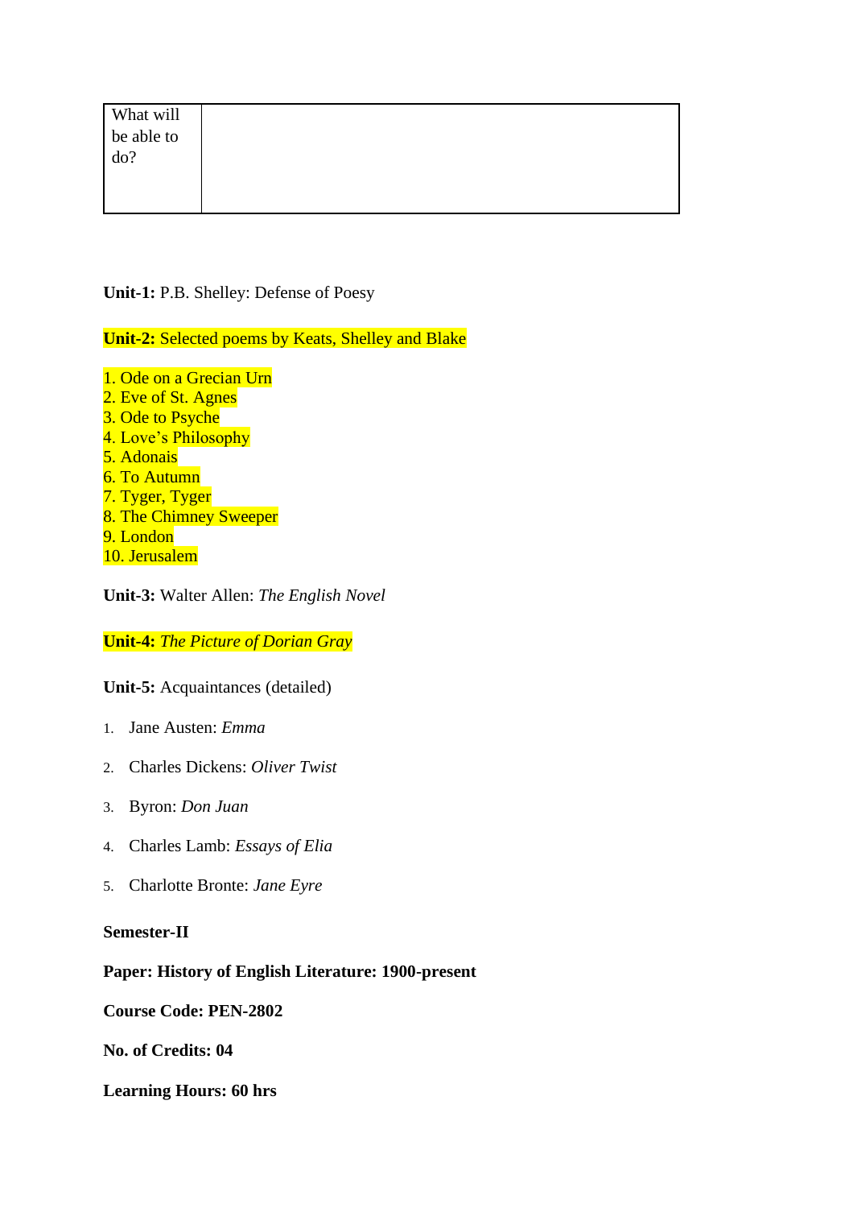| What will be able to do? | |
|---|---|

**Unit-1:** P.B. Shelley: Defense of Poesy

**Unit-2:** Selected poems by Keats, Shelley and Blake

1. Ode on a Grecian Urn
2. Eve of St. Agnes
3. Ode to Psyche
4. Love's Philosophy
5. Adonais
6. To Autumn
7. Tyger, Tyger
8. The Chimney Sweeper
9. London
10. Jerusalem

**Unit-3:** Walter Allen: *The English Novel*

**Unit-4:** *The Picture of Dorian Gray*

**Unit-5:** Acquaintances (detailed)

1. Jane Austen: *Emma*
2. Charles Dickens: *Oliver Twist*
3. Byron: *Don Juan*
4. Charles Lamb: *Essays of Elia*
5. Charlotte Bronte: *Jane Eyre*

**Semester-II**

**Paper: History of English Literature: 1900-present**

**Course Code: PEN-2802**

**No. of Credits: 04**

**Learning Hours: 60 hrs**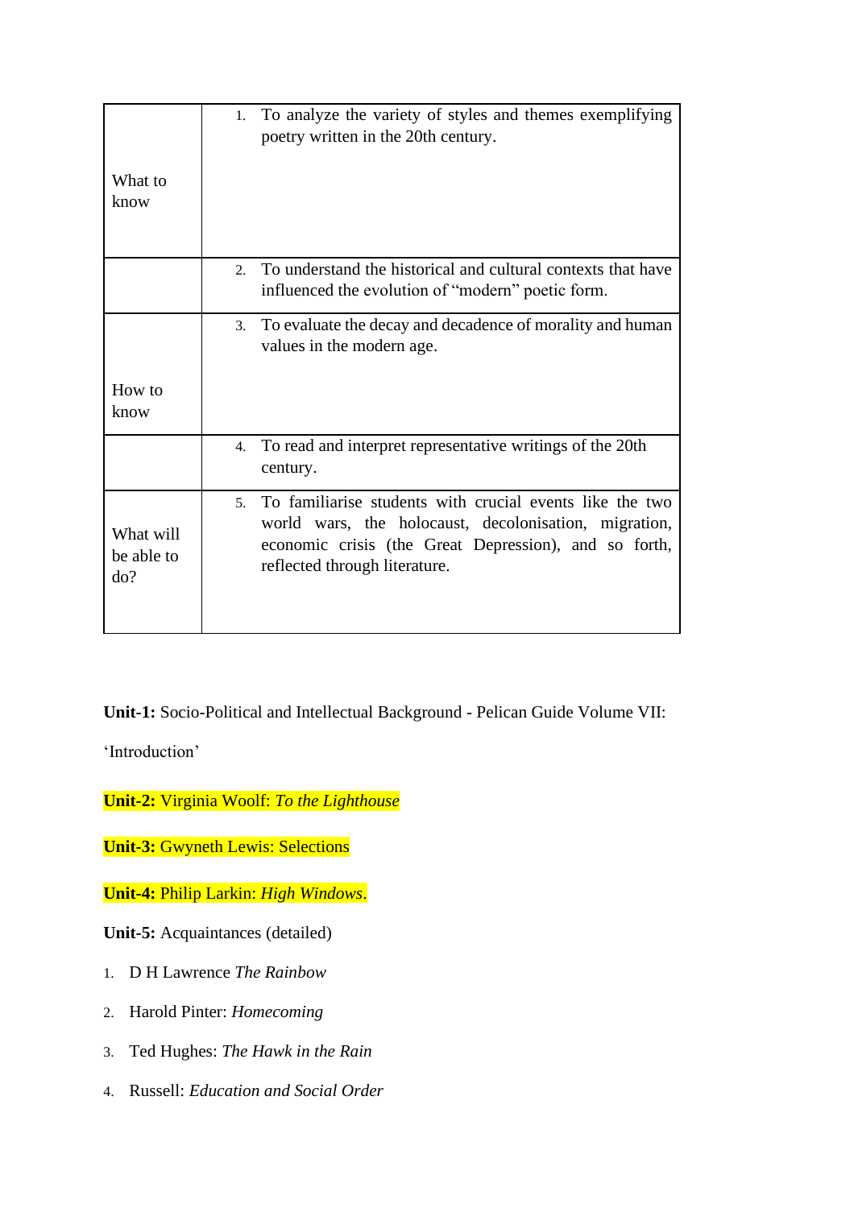| | |
|---|---|
| What to know | 1. To analyze the variety of styles and themes exemplifying poetry written in the 20th century. |
| | 2. To understand the historical and cultural contexts that have influenced the evolution of "modern" poetic form. |
| How to know | 3. To evaluate the decay and decadence of morality and human values in the modern age. |
| | 4. To read and interpret representative writings of the 20th century. |
| What will be able to do? | 5. To familiarise students with crucial events like the two world wars, the holocaust, decolonisation, migration, economic crisis (the Great Depression), and so forth, reflected through literature. |

**Unit-1:** Socio-Political and Intellectual Background - Pelican Guide Volume VII: 'Introduction'

**Unit-2:** Virginia Woolf: *To the Lighthouse*

**Unit-3:** Gwyneth Lewis: Selections

**Unit-4:** Philip Larkin: *High Windows*.

**Unit-5:** Acquaintances (detailed)

1. D H Lawrence *The Rainbow*
2. Harold Pinter: *Homecoming*
3. Ted Hughes: *The Hawk in the Rain*
4. Russell: *Education and Social Order*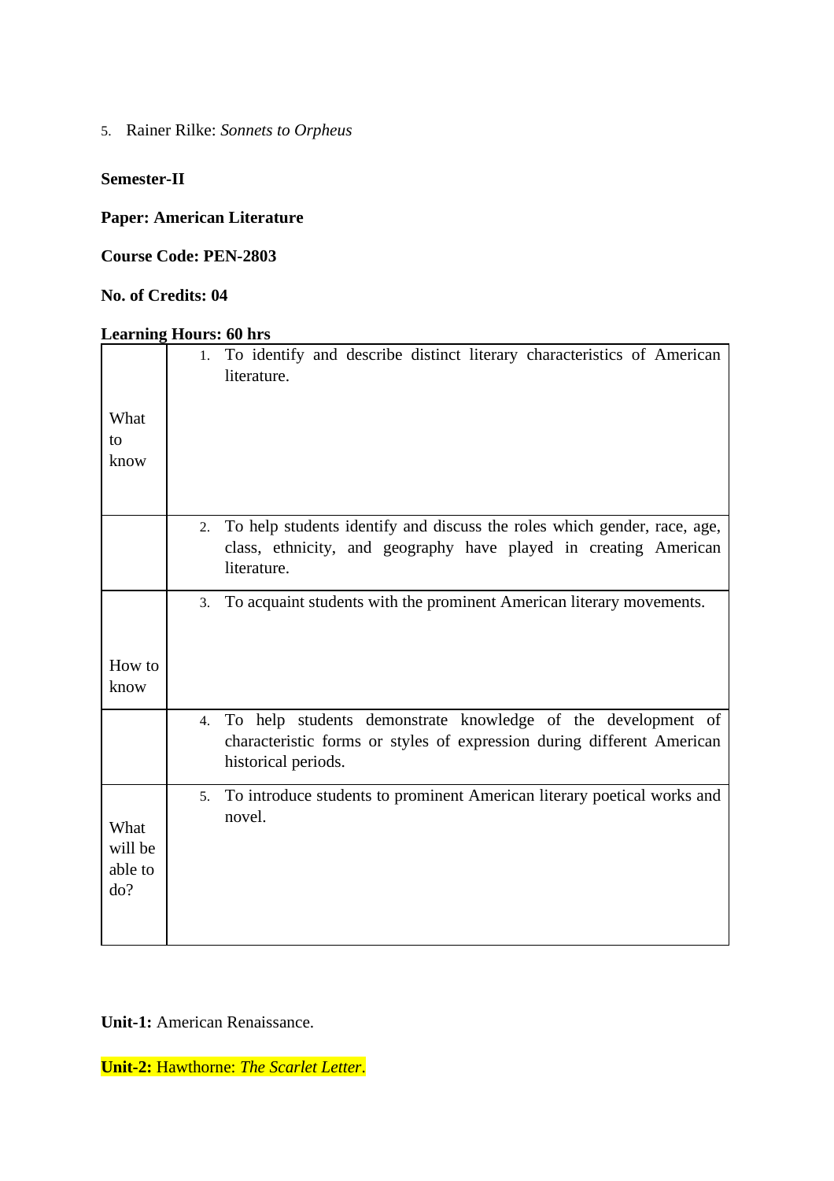5. Rainer Rilke: *Sonnets to Orpheus*

**Semester-II**

**Paper: American Literature**

**Course Code: PEN-2803**

**No. of Credits: 04**

**Learning Hours: 60 hrs**

| | |
|---|---|
| What to know | 1. To identify and describe distinct literary characteristics of American literature. |
| | 2. To help students identify and discuss the roles which gender, race, age, class, ethnicity, and geography have played in creating American literature. |
| How to know | 3. To acquaint students with the prominent American literary movements. |
| | 4. To help students demonstrate knowledge of the development of characteristic forms or styles of expression during different American historical periods. |
| What will be able to do? | 5. To introduce students to prominent American literary poetical works and novel. |

**Unit-1:** American Renaissance.

**Unit-2:** Hawthorne: *The Scarlet Letter*.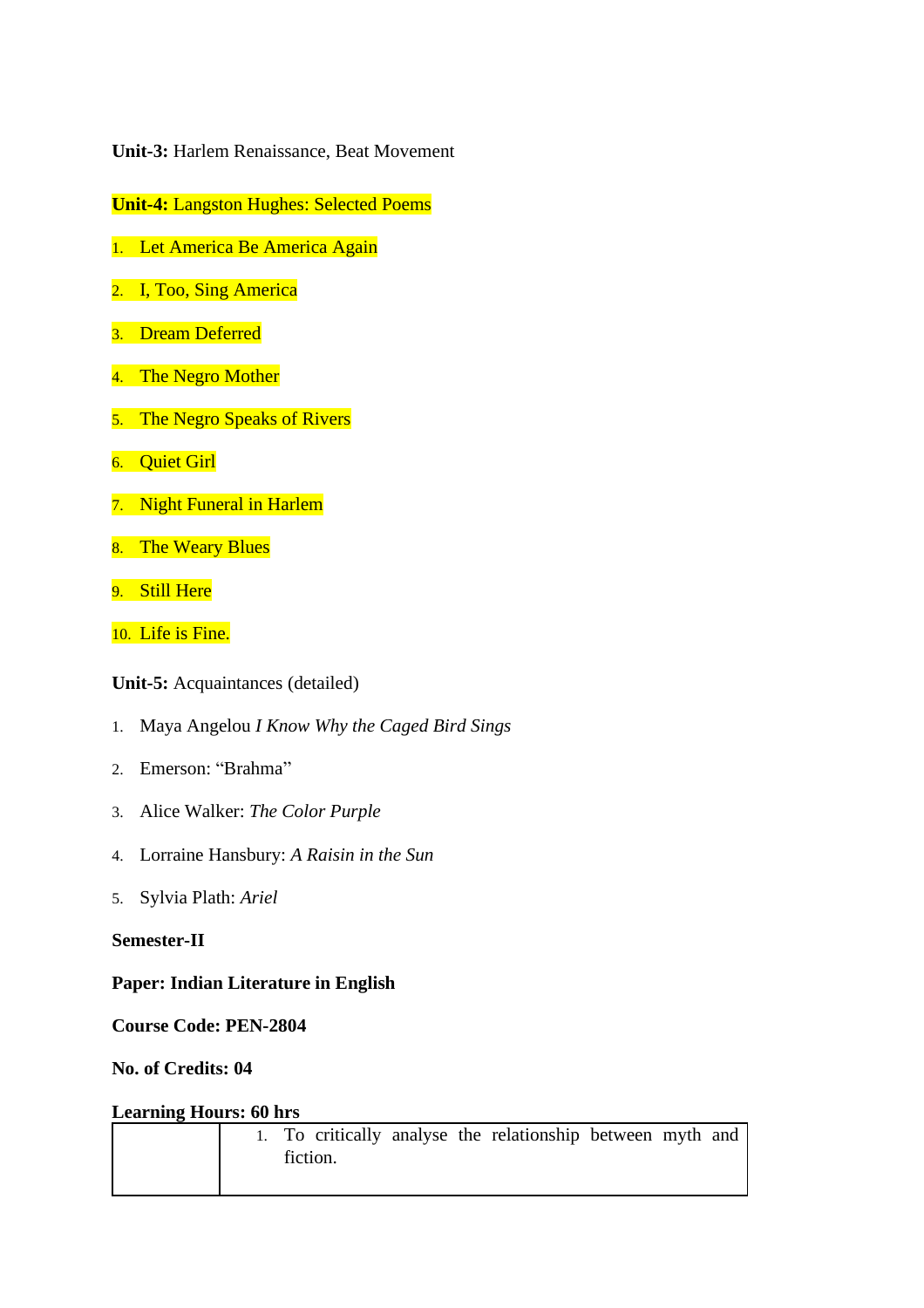**Unit-3:** Harlem Renaissance, Beat Movement

**Unit-4:** Langston Hughes: Selected Poems

1. Let America Be America Again
2. I, Too, Sing America
3. Dream Deferred
4. The Negro Mother
5. The Negro Speaks of Rivers
6. Quiet Girl
7. Night Funeral in Harlem
8. The Weary Blues
9. Still Here
10. Life is Fine.

**Unit-5:** Acquaintances (detailed)

1. Maya Angelou *I Know Why the Caged Bird Sings*
2. Emerson: "Brahma"
3. Alice Walker: *The Color Purple*
4. Lorraine Hansbury: *A Raisin in the Sun*
5. Sylvia Plath: *Ariel*

**Semester-II**

**Paper: Indian Literature in English**

**Course Code: PEN-2804**

**No. of Credits: 04**

**Learning Hours: 60 hrs**

| | |
|---|---|
| | 1. To critically analyse the relationship between myth and fiction. |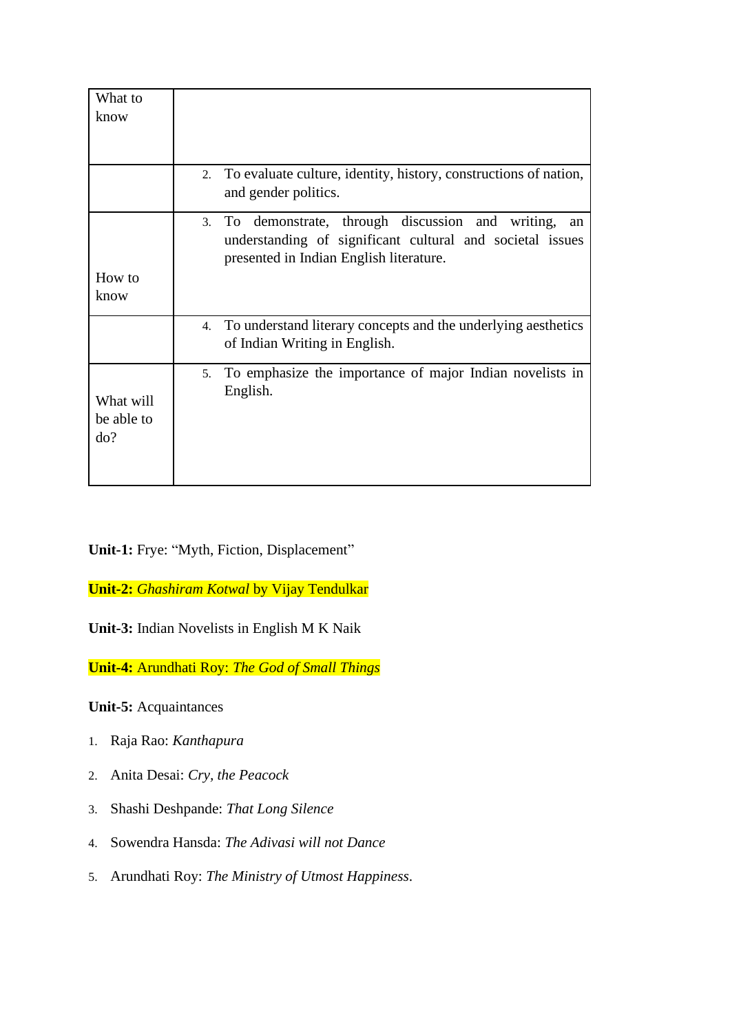| What to know | |
|---|---|
| | 2. To evaluate culture, identity, history, constructions of nation, and gender politics. |
| How to know | 3. To demonstrate, through discussion and writing, an understanding of significant cultural and societal issues presented in Indian English literature. |
| | 4. To understand literary concepts and the underlying aesthetics of Indian Writing in English. |
| What will be able to do? | 5. To emphasize the importance of major Indian novelists in English. |

**Unit-1:** Frye: "Myth, Fiction, Displacement"

**Unit-2:** *Ghashiram Kotwal* by Vijay Tendulkar

**Unit-3:** Indian Novelists in English M K Naik

**Unit-4:** Arundhati Roy: *The God of Small Things*

**Unit-5:** Acquaintances

1. Raja Rao: *Kanthapura*
2. Anita Desai: *Cry, the Peacock*
3. Shashi Deshpande: *That Long Silence*
4. Sowendra Hansda: *The Adivasi will not Dance*
5. Arundhati Roy: *The Ministry of Utmost Happiness*.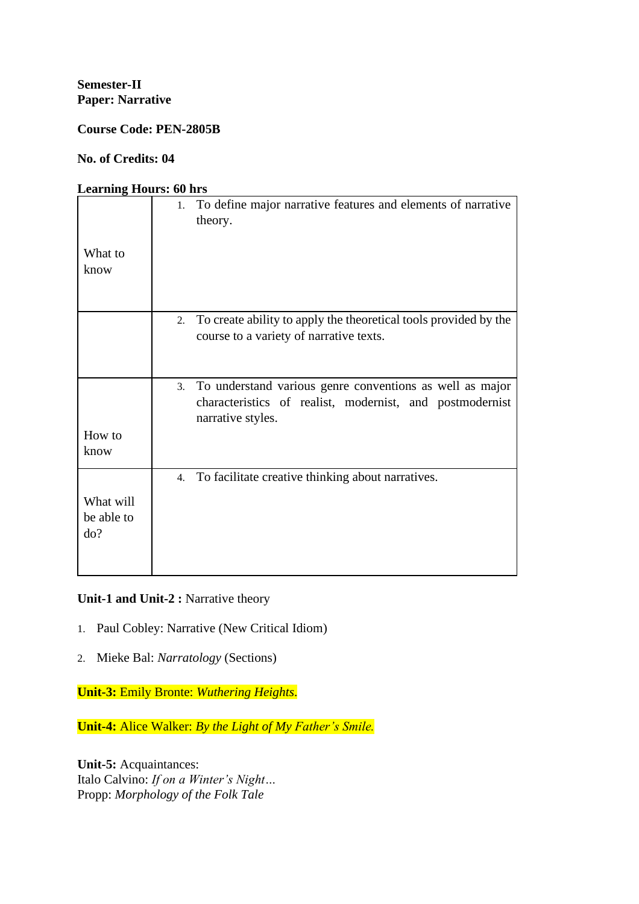**Semester-II**
**Paper: Narrative**

**Course Code: PEN-2805B**

**No. of Credits: 04**

**Learning Hours: 60 hrs**

| | |
|---|---|
| What to know | 1. To define major narrative features and elements of narrative theory. |
| | 2. To create ability to apply the theoretical tools provided by the course to a variety of narrative texts. |
| How to know | 3. To understand various genre conventions as well as major characteristics of realist, modernist, and postmodernist narrative styles. |
| What will be able to do? | 4. To facilitate creative thinking about narratives. |

**Unit-1 and Unit-2 :** Narrative theory

1. Paul Cobley: Narrative (New Critical Idiom)
2. Mieke Bal: *Narratology* (Sections)

**Unit-3:** Emily Bronte: *Wuthering Heights*.

**Unit-4:** Alice Walker: *By the Light of My Father's Smile.*

**Unit-5:** Acquaintances:
Italo Calvino: *If on a Winter's Night…*
Propp: *Morphology of the Folk Tale*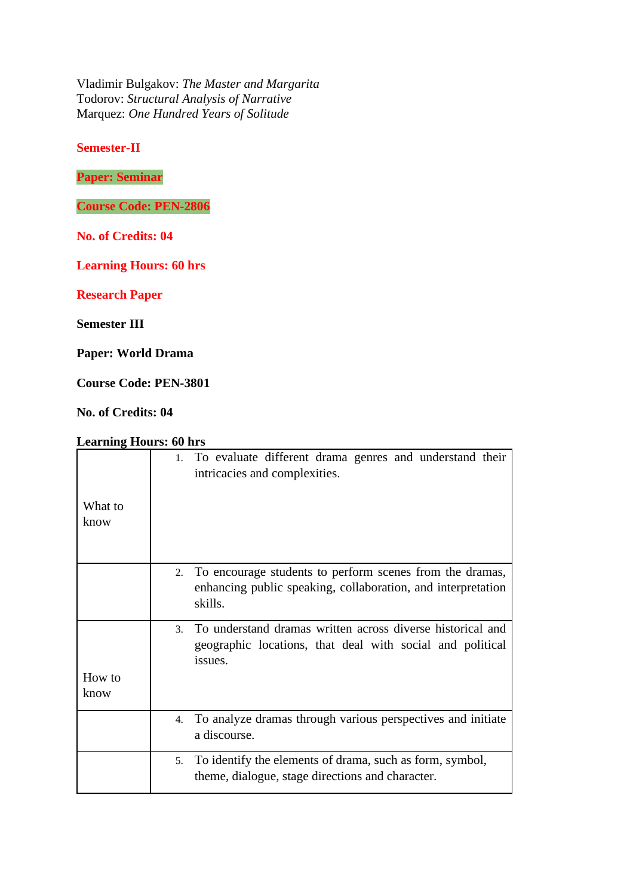Vladimir Bulgakov: *The Master and Margarita*
Todorov: *Structural Analysis of Narrative*
Marquez: *One Hundred Years of Solitude*

**Semester-II**

**Paper: Seminar**

**Course Code: PEN-2806**

**No. of Credits: 04**

**Learning Hours: 60 hrs**

**Research Paper**

**Semester III**

**Paper: World Drama**

**Course Code: PEN-3801**

**No. of Credits: 04**

**Learning Hours: 60 hrs**

| | |
|---|---|
| What to know | 1. To evaluate different drama genres and understand their intricacies and complexities. |
| | 2. To encourage students to perform scenes from the dramas, enhancing public speaking, collaboration, and interpretation skills. |
| How to know | 3. To understand dramas written across diverse historical and geographic locations, that deal with social and political issues. |
| | 4. To analyze dramas through various perspectives and initiate a discourse. |
| | 5. To identify the elements of drama, such as form, symbol, theme, dialogue, stage directions and character. |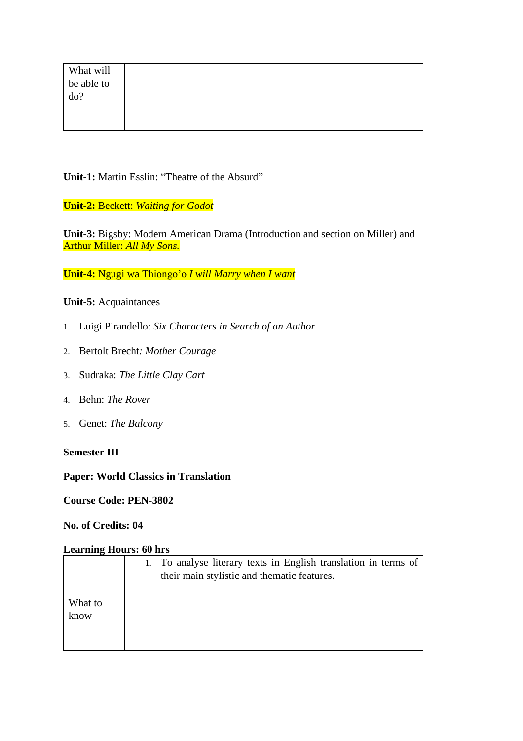| What will be able to do? | |
|---|---|

**Unit-1:** Martin Esslin: "Theatre of the Absurd"

**Unit-2:** Beckett: *Waiting for Godot*

**Unit-3:** Bigsby: Modern American Drama (Introduction and section on Miller) and Arthur Miller: *All My Sons.*

**Unit-4:** Ngugi wa Thiongo'o *I will Marry when I want*

**Unit-5:** Acquaintances

1. Luigi Pirandello: *Six Characters in Search of an Author*
2. Bertolt Brecht*: Mother Courage*
3. Sudraka: *The Little Clay Cart*
4. Behn: *The Rover*
5. Genet: *The Balcony*

**Semester III**

**Paper: World Classics in Translation**

**Course Code: PEN-3802**

**No. of Credits: 04**

**Learning Hours: 60 hrs**

| What to know | 1. To analyse literary texts in English translation in terms of their main stylistic and thematic features. |
|---|---|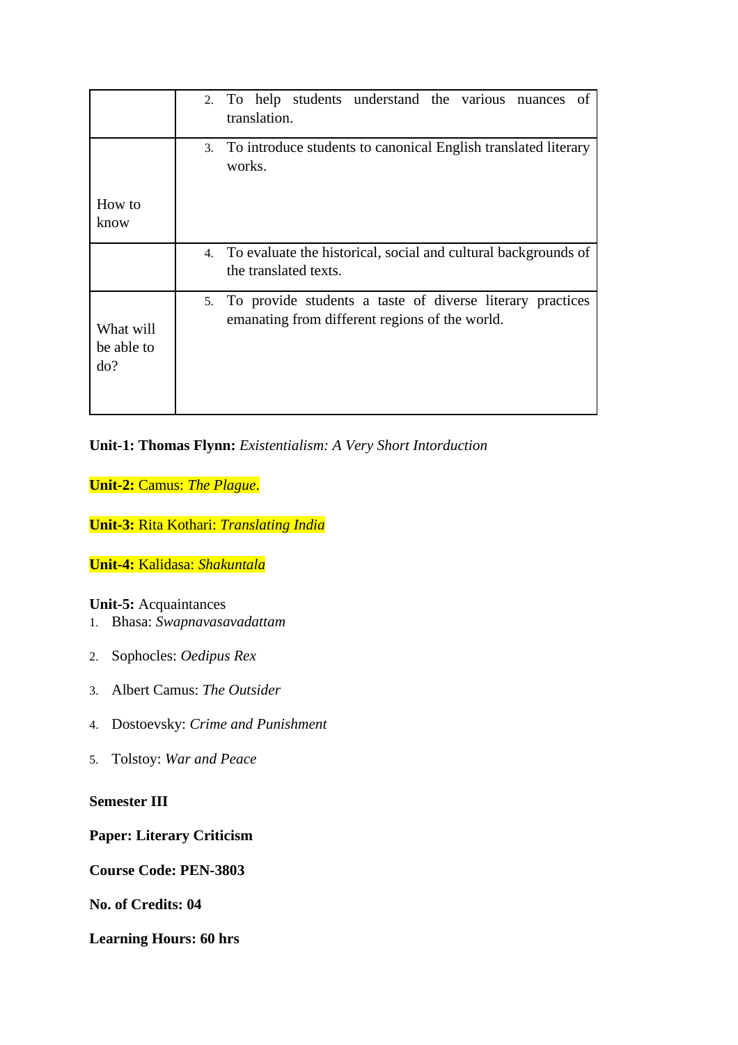| | |
|---|---|
| | 2. To help students understand the various nuances of translation. |
| How to know | 3. To introduce students to canonical English translated literary works. |
| | 4. To evaluate the historical, social and cultural backgrounds of the translated texts. |
| What will be able to do? | 5. To provide students a taste of diverse literary practices emanating from different regions of the world. |

**Unit-1: Thomas Flynn:** *Existentialism: A Very Short Intorduction*

**Unit-2:** Camus: *The Plague*.

**Unit-3:** Rita Kothari: *Translating India*

**Unit-4:** Kalidasa: *Shakuntala*

**Unit-5:** Acquaintances

1. Bhasa: *Swapnavasavadattam*
2. Sophocles: *Oedipus Rex*
3. Albert Camus: *The Outsider*
4. Dostoevsky: *Crime and Punishment*
5. Tolstoy: *War and Peace*

**Semester III**

**Paper: Literary Criticism**

**Course Code: PEN-3803**

**No. of Credits: 04**

**Learning Hours: 60 hrs**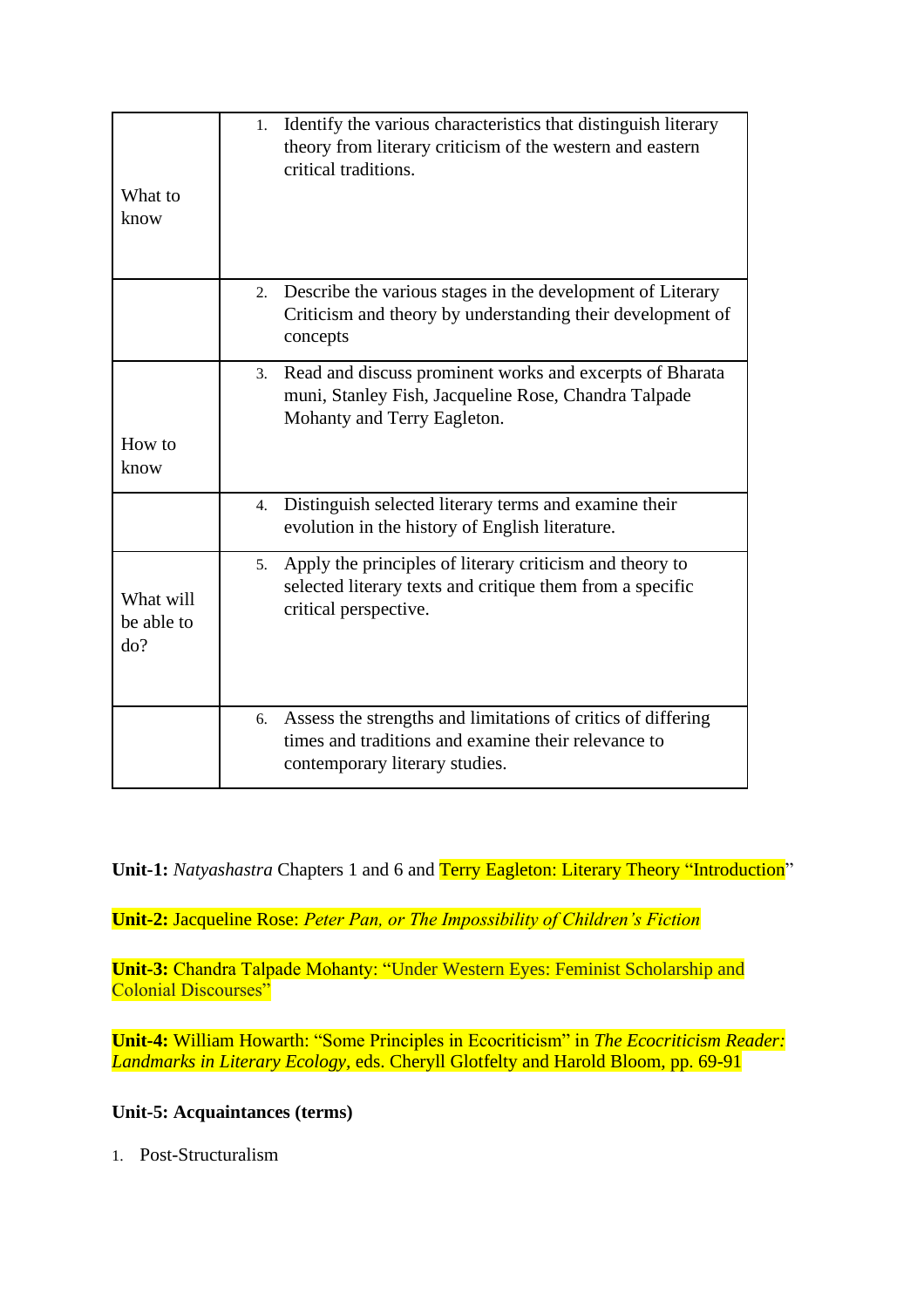| | |
|---|---|
| What to know | 1. Identify the various characteristics that distinguish literary theory from literary criticism of the western and eastern critical traditions. |
| | 2. Describe the various stages in the development of Literary Criticism and theory by understanding their development of concepts |
| How to know | 3. Read and discuss prominent works and excerpts of Bharata muni, Stanley Fish, Jacqueline Rose, Chandra Talpade Mohanty and Terry Eagleton. |
| | 4. Distinguish selected literary terms and examine their evolution in the history of English literature. |
| What will be able to do? | 5. Apply the principles of literary criticism and theory to selected literary texts and critique them from a specific critical perspective. |
| | 6. Assess the strengths and limitations of critics of differing times and traditions and examine their relevance to contemporary literary studies. |

**Unit-1:** *Natyashastra* Chapters 1 and 6 and Terry Eagleton: Literary Theory "Introduction"

**Unit-2:** Jacqueline Rose: *Peter Pan, or The Impossibility of Children's Fiction*

**Unit-3:** Chandra Talpade Mohanty: "Under Western Eyes: Feminist Scholarship and Colonial Discourses"

**Unit-4:** William Howarth: "Some Principles in Ecocriticism" in *The Ecocriticism Reader: Landmarks in Literary Ecology*, eds. Cheryll Glotfelty and Harold Bloom, pp. 69-91

**Unit-5: Acquaintances (terms)**

1. Post-Structuralism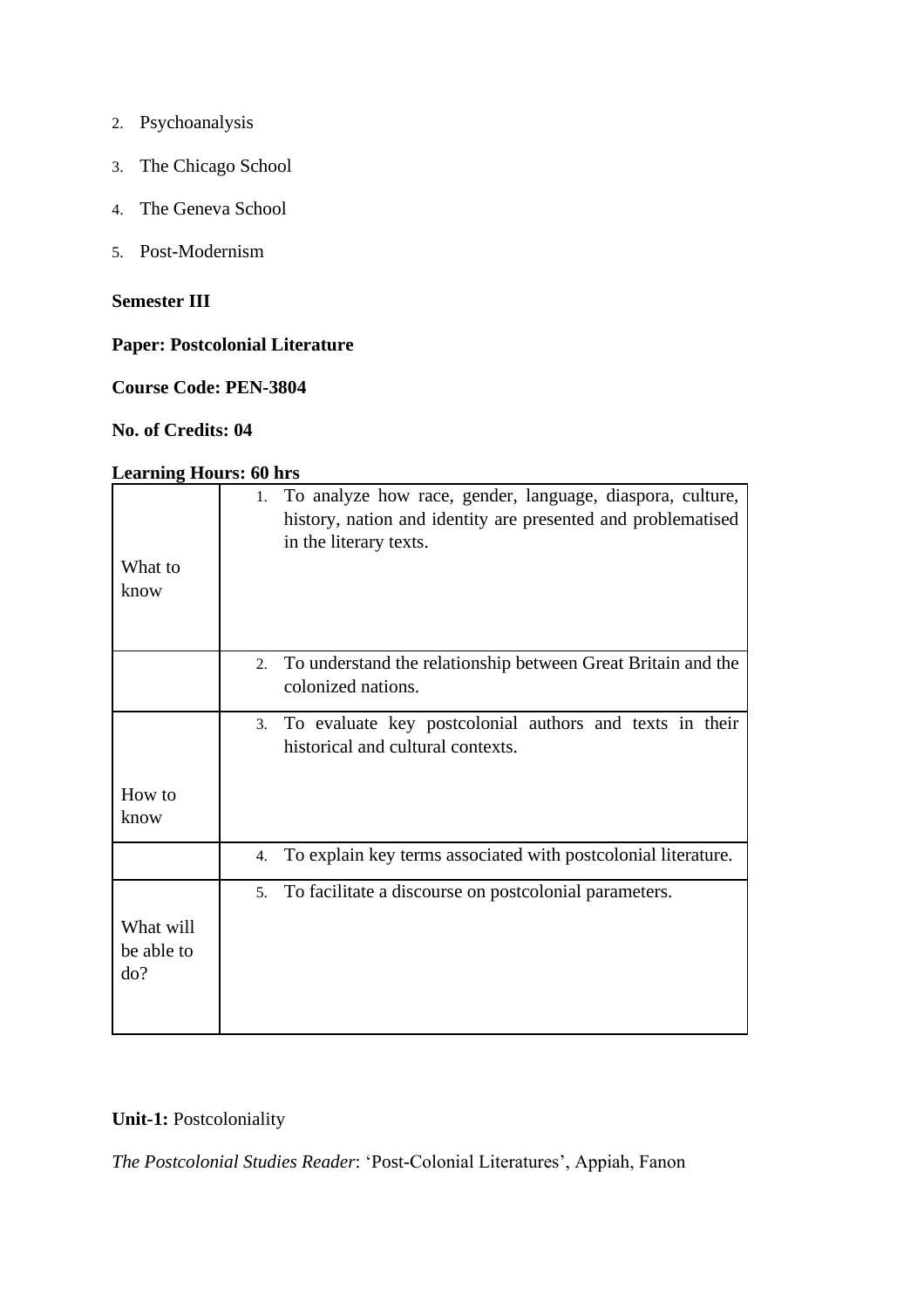2. Psychoanalysis
3. The Chicago School
4. The Geneva School
5. Post-Modernism

**Semester III**

**Paper: Postcolonial Literature**

**Course Code: PEN-3804**

**No. of Credits: 04**

**Learning Hours: 60 hrs**

| | |
|---|---|
| What to know | 1. To analyze how race, gender, language, diaspora, culture, history, nation and identity are presented and problematised in the literary texts. |
| | 2. To understand the relationship between Great Britain and the colonized nations. |
| How to know | 3. To evaluate key postcolonial authors and texts in their historical and cultural contexts. |
| | 4. To explain key terms associated with postcolonial literature. |
| What will be able to do? | 5. To facilitate a discourse on postcolonial parameters. |

**Unit-1:** Postcoloniality

*The Postcolonial Studies Reader*: 'Post-Colonial Literatures', Appiah, Fanon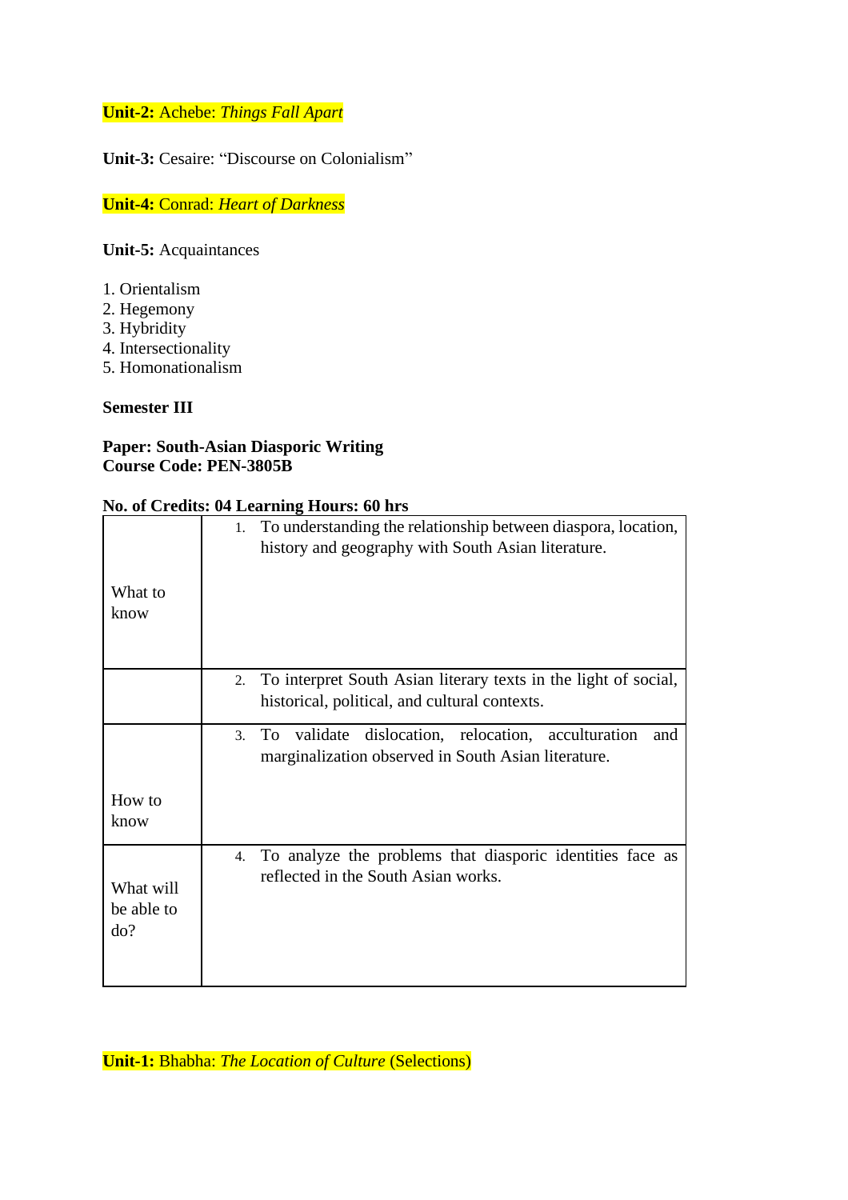**Unit-2:** Achebe: *Things Fall Apart*

**Unit-3:** Cesaire: "Discourse on Colonialism"

**Unit-4:** Conrad: *Heart of Darkness*

**Unit-5:** Acquaintances

1. Orientalism
2. Hegemony
3. Hybridity
4. Intersectionality
5. Homonationalism

**Semester III**

**Paper: South-Asian Diasporic Writing**
**Course Code: PEN-3805B**

**No. of Credits: 04 Learning Hours: 60 hrs**

| | |
|---|---|
| What to know | 1. To understanding the relationship between diaspora, location, history and geography with South Asian literature. |
| | 2. To interpret South Asian literary texts in the light of social, historical, political, and cultural contexts. |
| How to know | 3. To validate dislocation, relocation, acculturation and marginalization observed in South Asian literature. |
| What will be able to do? | 4. To analyze the problems that diasporic identities face as reflected in the South Asian works. |

**Unit-1:** Bhabha: *The Location of Culture* (Selections)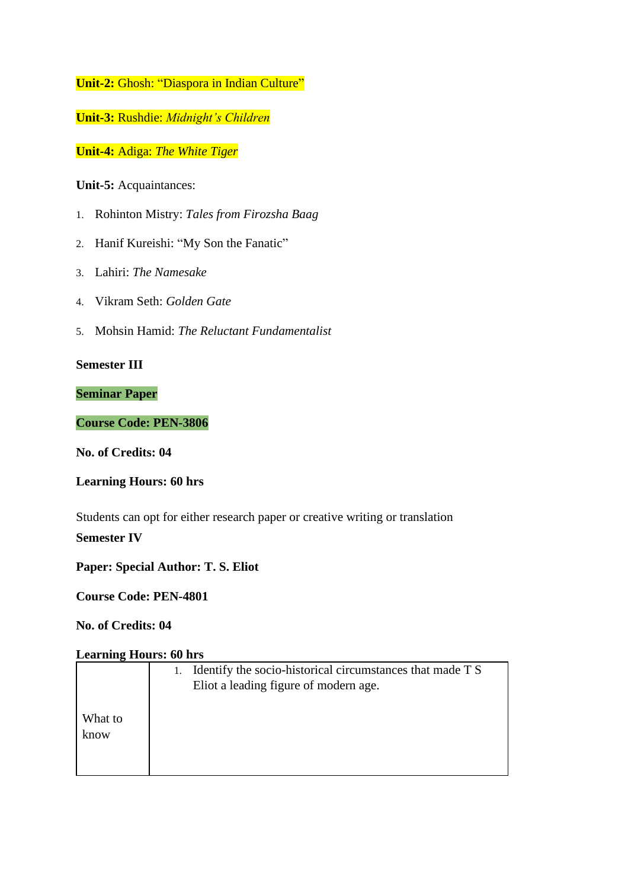**Unit-2:** Ghosh: "Diaspora in Indian Culture"

**Unit-3:** Rushdie: *Midnight's Children*

**Unit-4:** Adiga: *The White Tiger*

**Unit-5:** Acquaintances:

1. Rohinton Mistry: *Tales from Firozsha Baag*
2. Hanif Kureishi: "My Son the Fanatic"
3. Lahiri: *The Namesake*
4. Vikram Seth: *Golden Gate*
5. Mohsin Hamid: *The Reluctant Fundamentalist*

**Semester III**

**Seminar Paper**

**Course Code: PEN-3806**

**No. of Credits: 04**

**Learning Hours: 60 hrs**

Students can opt for either research paper or creative writing or translation

**Semester IV**

**Paper: Special Author: T. S. Eliot**

**Course Code: PEN-4801**

**No. of Credits: 04**

**Learning Hours: 60 hrs**

| | |
|---|---|
| What to know | 1. Identify the socio-historical circumstances that made T S Eliot a leading figure of modern age. |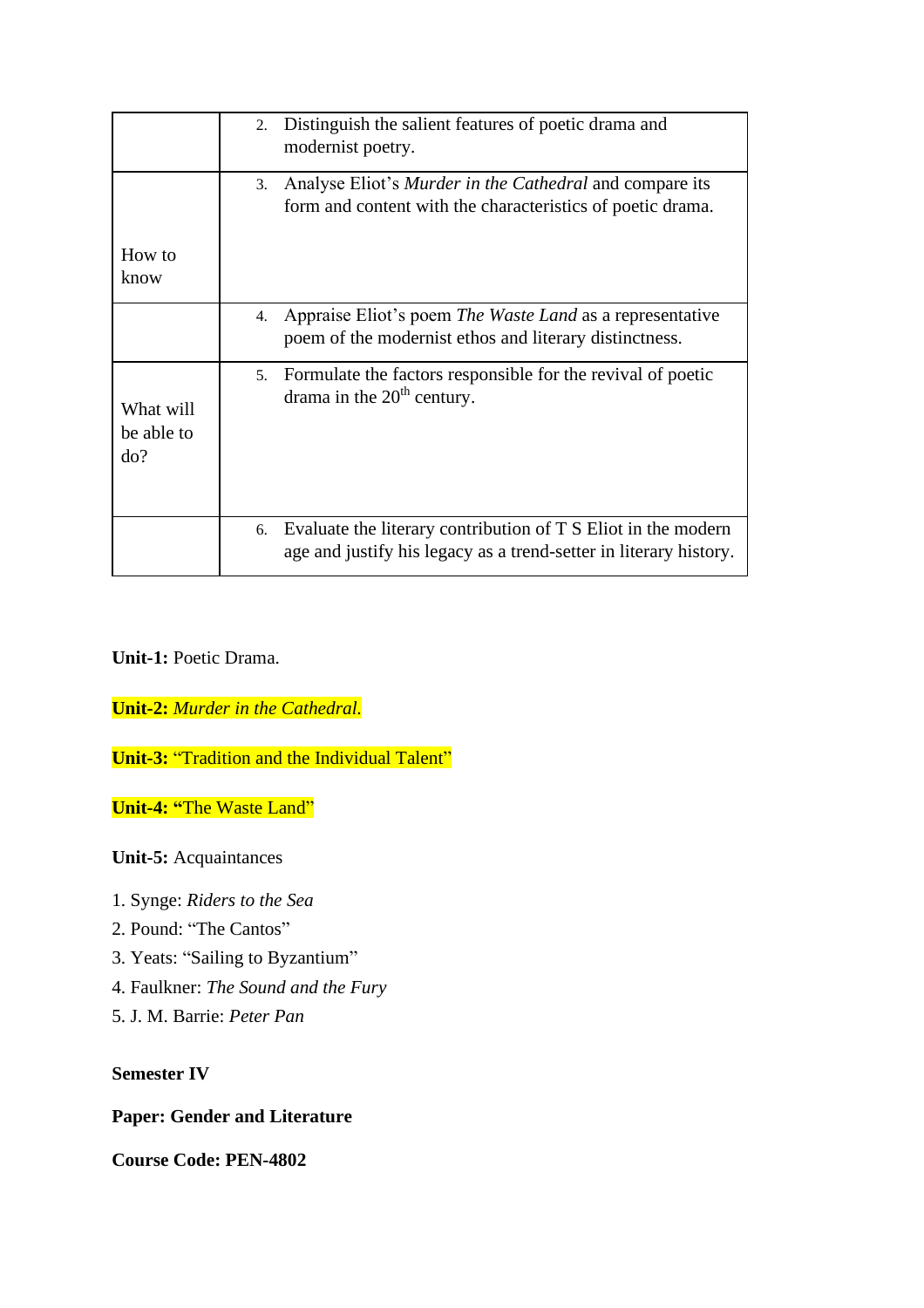| | |
|---|---|
| | 2. Distinguish the salient features of poetic drama and modernist poetry. |
| How to know | 3. Analyse Eliot's *Murder in the Cathedral* and compare its form and content with the characteristics of poetic drama. |
| | 4. Appraise Eliot's poem *The Waste Land* as a representative poem of the modernist ethos and literary distinctness. |
| What will be able to do? | 5. Formulate the factors responsible for the revival of poetic drama in the 20th century. |
| | 6. Evaluate the literary contribution of T S Eliot in the modern age and justify his legacy as a trend-setter in literary history. |

**Unit-1:** Poetic Drama.

**Unit-2:** *Murder in the Cathedral.*

**Unit-3:** "Tradition and the Individual Talent"

**Unit-4:** "The Waste Land"

**Unit-5:** Acquaintances

1. Synge: *Riders to the Sea*
2. Pound: "The Cantos"
3. Yeats: "Sailing to Byzantium"
4. Faulkner: *The Sound and the Fury*
5. J. M. Barrie: *Peter Pan*

**Semester IV**

**Paper: Gender and Literature**

**Course Code: PEN-4802**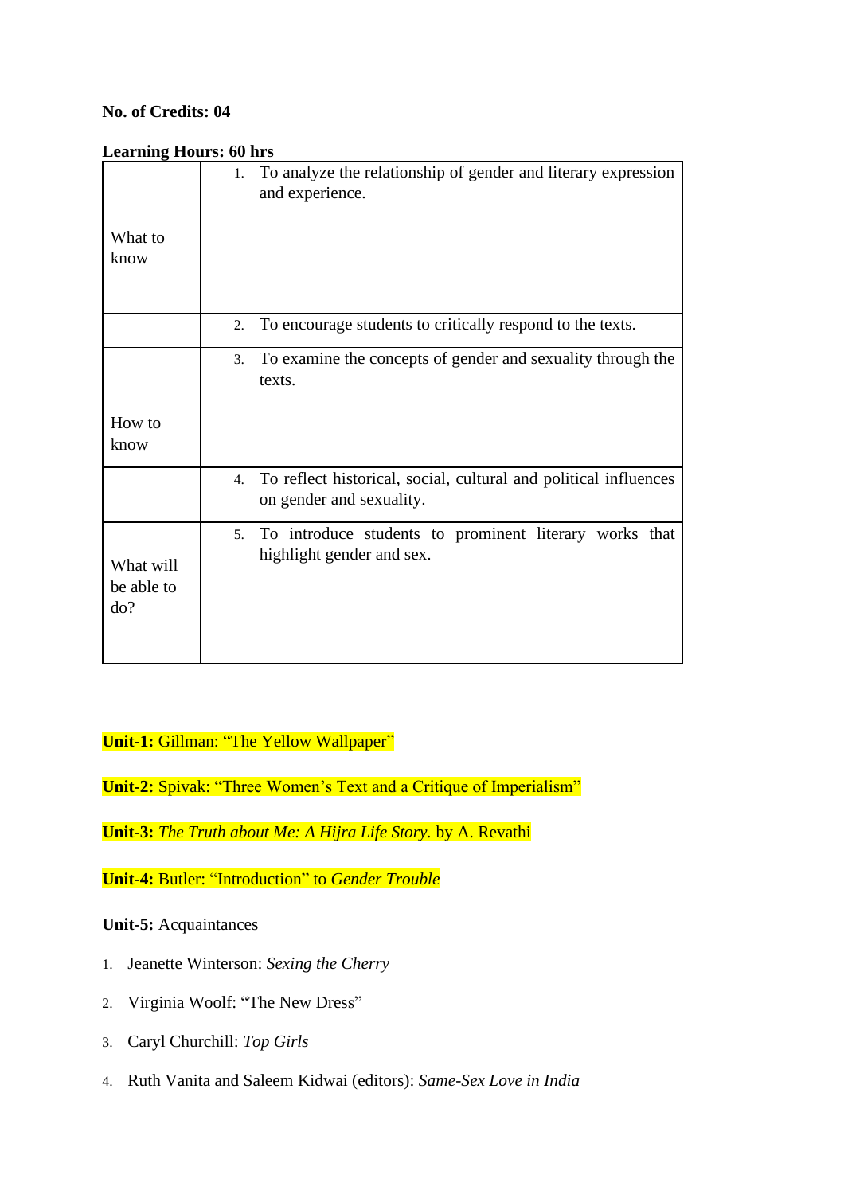**No. of Credits: 04**

**Learning Hours: 60 hrs**

| | |
|---|---|
| What to know | 1. To analyze the relationship of gender and literary expression and experience. |
| | 2. To encourage students to critically respond to the texts. |
| How to know | 3. To examine the concepts of gender and sexuality through the texts. |
| | 4. To reflect historical, social, cultural and political influences on gender and sexuality. |
| What will be able to do? | 5. To introduce students to prominent literary works that highlight gender and sex. |

**Unit-1:** Gillman: "The Yellow Wallpaper"

**Unit-2:** Spivak: "Three Women's Text and a Critique of Imperialism"

**Unit-3:** *The Truth about Me: A Hijra Life Story.* by A. Revathi

**Unit-4:** Butler: "Introduction" to *Gender Trouble*

**Unit-5:** Acquaintances

1. Jeanette Winterson: *Sexing the Cherry*
2. Virginia Woolf: "The New Dress"
3. Caryl Churchill: *Top Girls*
4. Ruth Vanita and Saleem Kidwai (editors): *Same-Sex Love in India*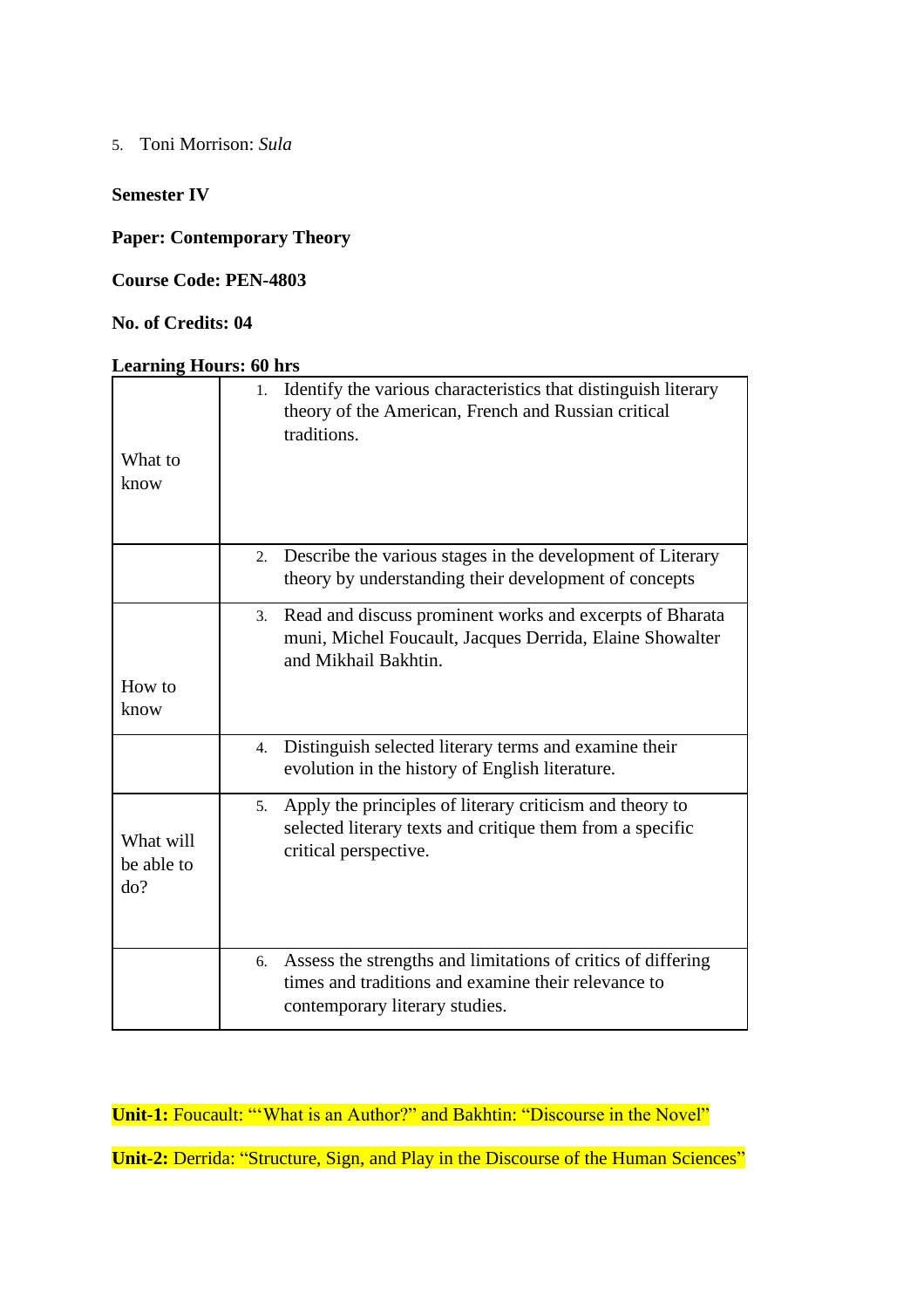5. Toni Morrison: *Sula*

**Semester IV**

**Paper: Contemporary Theory**

**Course Code: PEN-4803**

**No. of Credits: 04**

**Learning Hours: 60 hrs**

| | |
|---|---|
| What to know | 1. Identify the various characteristics that distinguish literary theory of the American, French and Russian critical traditions. |
| | 2. Describe the various stages in the development of Literary theory by understanding their development of concepts |
| How to know | 3. Read and discuss prominent works and excerpts of Bharata muni, Michel Foucault, Jacques Derrida, Elaine Showalter and Mikhail Bakhtin. |
| | 4. Distinguish selected literary terms and examine their evolution in the history of English literature. |
| What will be able to do? | 5. Apply the principles of literary criticism and theory to selected literary texts and critique them from a specific critical perspective. |
| | 6. Assess the strengths and limitations of critics of differing times and traditions and examine their relevance to contemporary literary studies. |

**Unit-1:** Foucault: "'What is an Author?" and Bakhtin: "Discourse in the Novel"

**Unit-2:** Derrida: "Structure, Sign, and Play in the Discourse of the Human Sciences"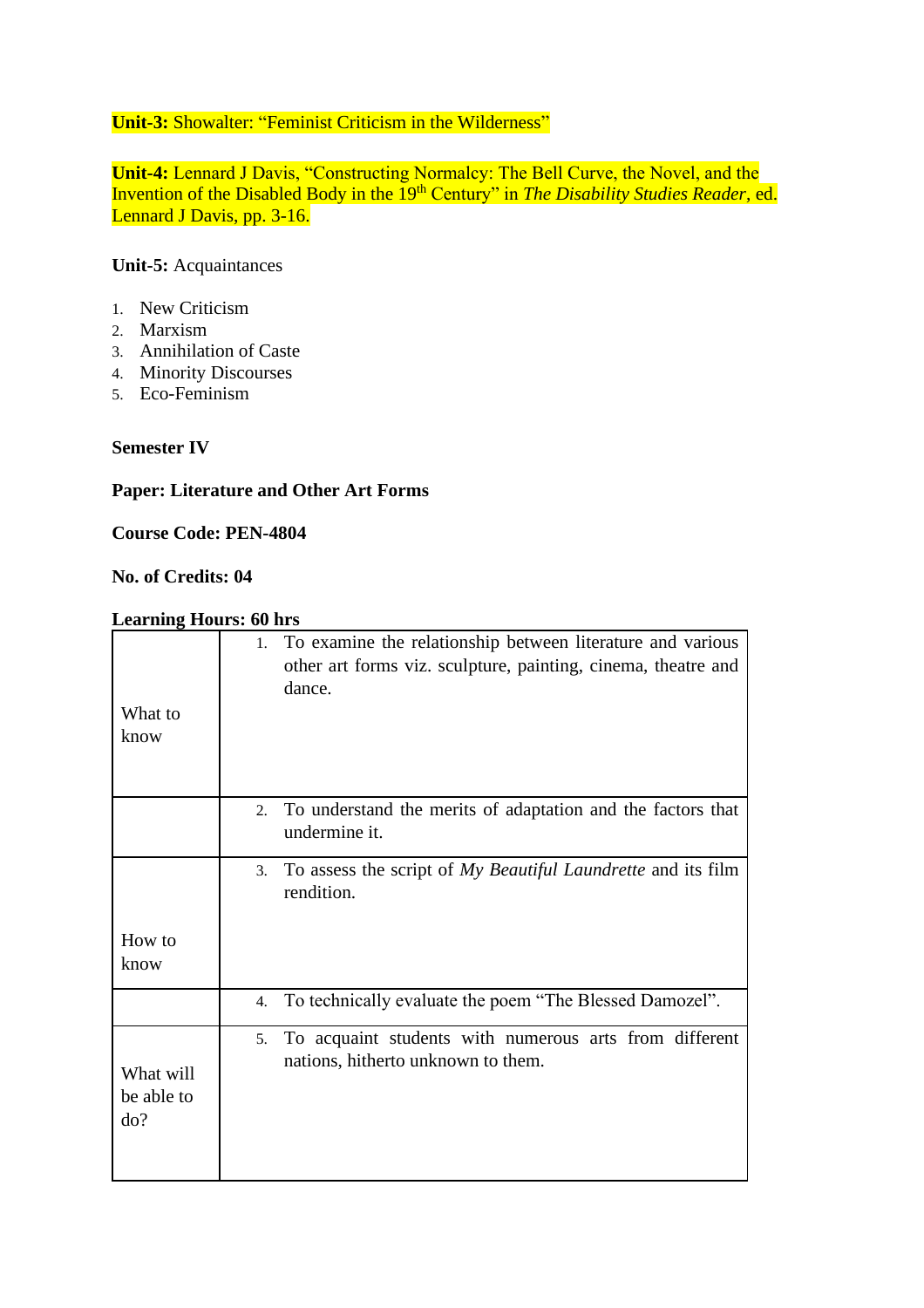**Unit-3:** Showalter: "Feminist Criticism in the Wilderness"

**Unit-4:** Lennard J Davis, "Constructing Normalcy: The Bell Curve, the Novel, and the Invention of the Disabled Body in the 19th Century" in *The Disability Studies Reader*, ed. Lennard J Davis, pp. 3-16.

**Unit-5:** Acquaintances

1. New Criticism
2. Marxism
3. Annihilation of Caste
4. Minority Discourses
5. Eco-Feminism

**Semester IV**

**Paper: Literature and Other Art Forms**

**Course Code: PEN-4804**

**No. of Credits: 04**

**Learning Hours: 60 hrs**

| | |
|---|---|
| What to know | 1. To examine the relationship between literature and various other art forms viz. sculpture, painting, cinema, theatre and dance. |
| | 2. To understand the merits of adaptation and the factors that undermine it. |
| How to know | 3. To assess the script of *My Beautiful Laundrette* and its film rendition. |
| | 4. To technically evaluate the poem "The Blessed Damozel". |
| What will be able to do? | 5. To acquaint students with numerous arts from different nations, hitherto unknown to them. |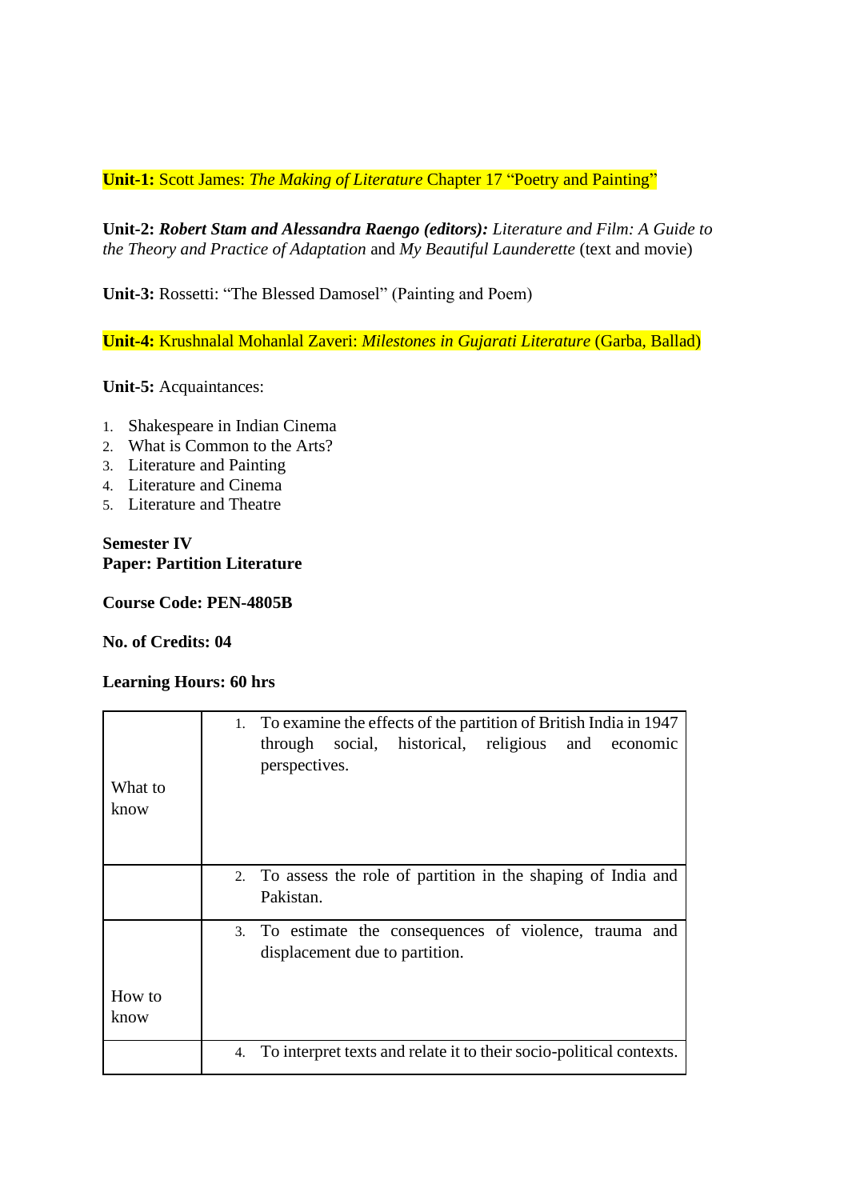**Unit-1:** Scott James: *The Making of Literature* Chapter 17 "Poetry and Painting"

**Unit-2:** ***Robert Stam and Alessandra Raengo (editors):*** *Literature and Film: A Guide to the Theory and Practice of Adaptation* and *My Beautiful Launderette* (text and movie)

**Unit-3:** Rossetti: "The Blessed Damosel" (Painting and Poem)

**Unit-4:** Krushnalal Mohanlal Zaveri: *Milestones in Gujarati Literature* (Garba, Ballad)

**Unit-5:** Acquaintances:

1. Shakespeare in Indian Cinema
2. What is Common to the Arts?
3. Literature and Painting
4. Literature and Cinema
5. Literature and Theatre

**Semester IV**
**Paper: Partition Literature**

**Course Code: PEN-4805B**

**No. of Credits: 04**

**Learning Hours: 60 hrs**

| | |
|---|---|
| What to know | 1. To examine the effects of the partition of British India in 1947 through social, historical, religious and economic perspectives. |
| | 2. To assess the role of partition in the shaping of India and Pakistan. |
| How to know | 3. To estimate the consequences of violence, trauma and displacement due to partition. |
| | 4. To interpret texts and relate it to their socio-political contexts. |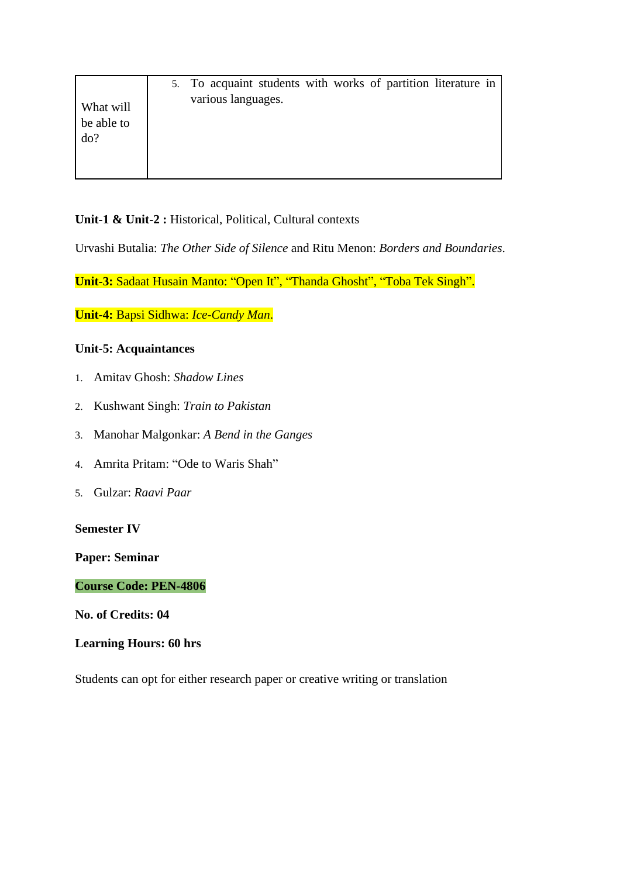| | |
|---|---|
| What will be able to do? | 5. To acquaint students with works of partition literature in various languages. |

**Unit-1 & Unit-2 :** Historical, Political, Cultural contexts

Urvashi Butalia: *The Other Side of Silence* and Ritu Menon: *Borders and Boundaries*.

**Unit-3:** Sadaat Husain Manto: “Open It”, “Thanda Ghosht”, “Toba Tek Singh”.

**Unit-4:** Bapsi Sidhwa: *Ice-Candy Man*.

**Unit-5: Acquaintances**

1. Amitav Ghosh: *Shadow Lines*
2. Kushwant Singh: *Train to Pakistan*
3. Manohar Malgonkar: *A Bend in the Ganges*
4. Amrita Pritam: “Ode to Waris Shah”
5. Gulzar: *Raavi Paar*

**Semester IV**

**Paper: Seminar**

**Course Code: PEN-4806**

**No. of Credits: 04**

**Learning Hours: 60 hrs**

Students can opt for either research paper or creative writing or translation